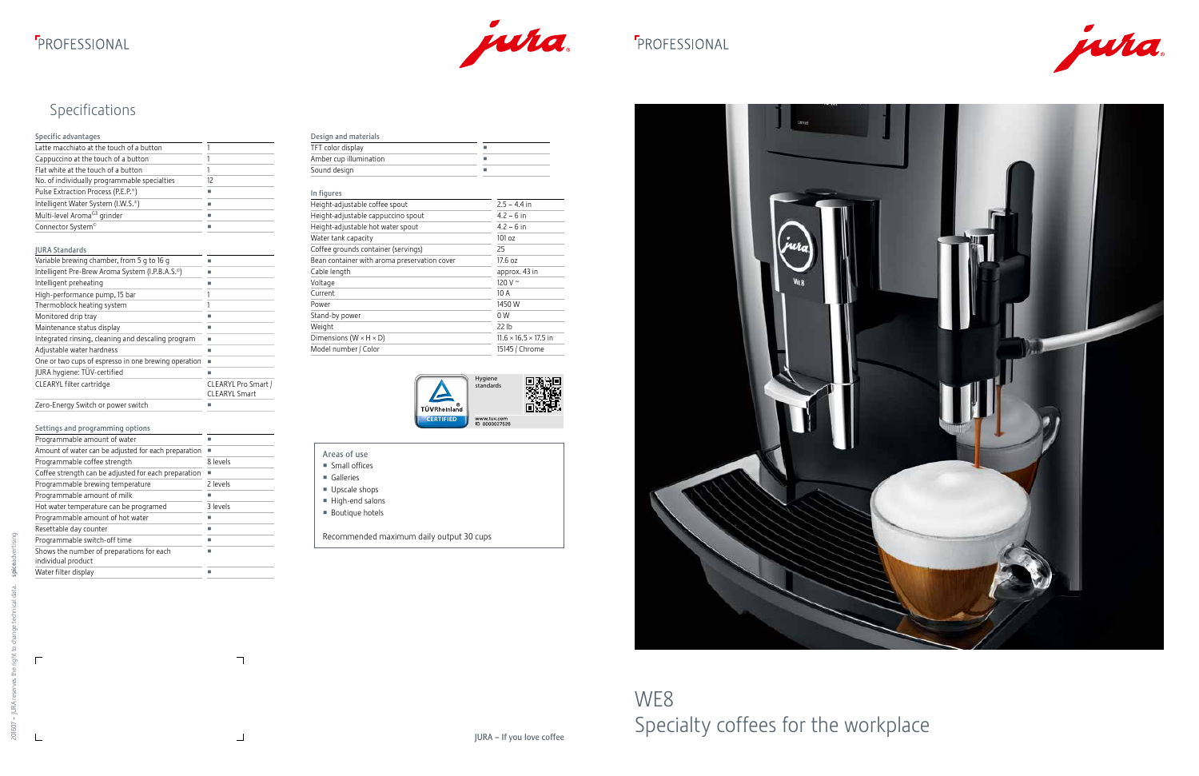# PROFESSIONAL

## Specifications

| Specific advantages | |
|---|---|
| Latte macchiato at the touch of a button | 1 |
| Cappuccino at the touch of a button | 1 |
| Flat white at the touch of a button | 1 |
| No. of individually programmable specialties | 12 |
| Pulse Extraction Process (P.E.P.®) | ■ |
| Intelligent Water System (I.W.S.®) | ■ |
| Multi-level Aroma[G3] grinder | ■ |
| Connector System© | ■ |

| JURA Standards | |
|---|---|
| Variable brewing chamber, from 5 g to 16 g | ■ |
| Intelligent Pre-Brew Aroma System (I.P.B.A.S.©) | ■ |
| Intelligent preheating | ■ |
| High-performance pump, 15 bar | 1 |
| Thermoblock heating system | 1 |
| Monitored drip tray | ■ |
| Maintenance status display | ■ |
| Integrated rinsing, cleaning and descaling program | ■ |
| Adjustable water hardness | ■ |
| One or two cups of espresso in one brewing operation | ■ |
| JURA hygiene: TÜV-certified | ■ |
| CLEARYL filter cartridge | CLEARYL Pro Smart / CLEARYL Smart |
| Zero-Energy Switch or power switch | ■ |

| Settings and programming options | |
|---|---|
| Programmable amount of water | ■ |
| Amount of water can be adjusted for each preparation | ■ |
| Programmable coffee strength | 8 levels |
| Coffee strength can be adjusted for each preparation | ■ |
| Programmable brewing temperature | 2 levels |
| Programmable amount of milk | ■ |
| Hot water temperature can be programed | 3 levels |
| Programmable amount of hot water | ■ |
| Resettable day counter | ■ |
| Programmable switch-off time | ■ |
| Shows the number of preparations for each individual product | ■ |
| Water filter display | ■ |

| Design and materials | |
|---|---|
| TFT color display | ■ |
| Amber cup illumination | ■ |
| Sound design | ■ |

| In figures | |
|---|---|
| Height-adjustable coffee spout | 2.5 – 4.4 in |
| Height-adjustable cappuccino spout | 4.2 – 6 in |
| Height-adjustable hot water spout | 4.2 – 6 in |
| Water tank capacity | 101 oz |
| Coffee grounds container (servings) | 25 |
| Bean container with aroma preservation cover | 17.6 oz |
| Cable length | approx. 43 in |
| Voltage | 120 V ~ |
| Current | 10 A |
| Power | 1450 W |
| Stand-by power | 0 W |
| Weight | 22 lb |
| Dimensions (W × H × D) | 11.6 × 16.5 × 17.5 in |
| Model number / Color | 15145 / Chrome |

TÜV Rheinland CERTIFIED – Hygiene standards – www.tuv.com ID 0000027526

**Areas of use**
- Small offices
- Galleries
- Upscale shops
- High-end salons
- Boutique hotels

Recommended maximum daily output 30 cups

JURA – If you love coffee

# PROFESSIONAL

# WE8
## Specialty coffees for the workplace

201607 – JURA reserves the right to change technical data. spiceadvertising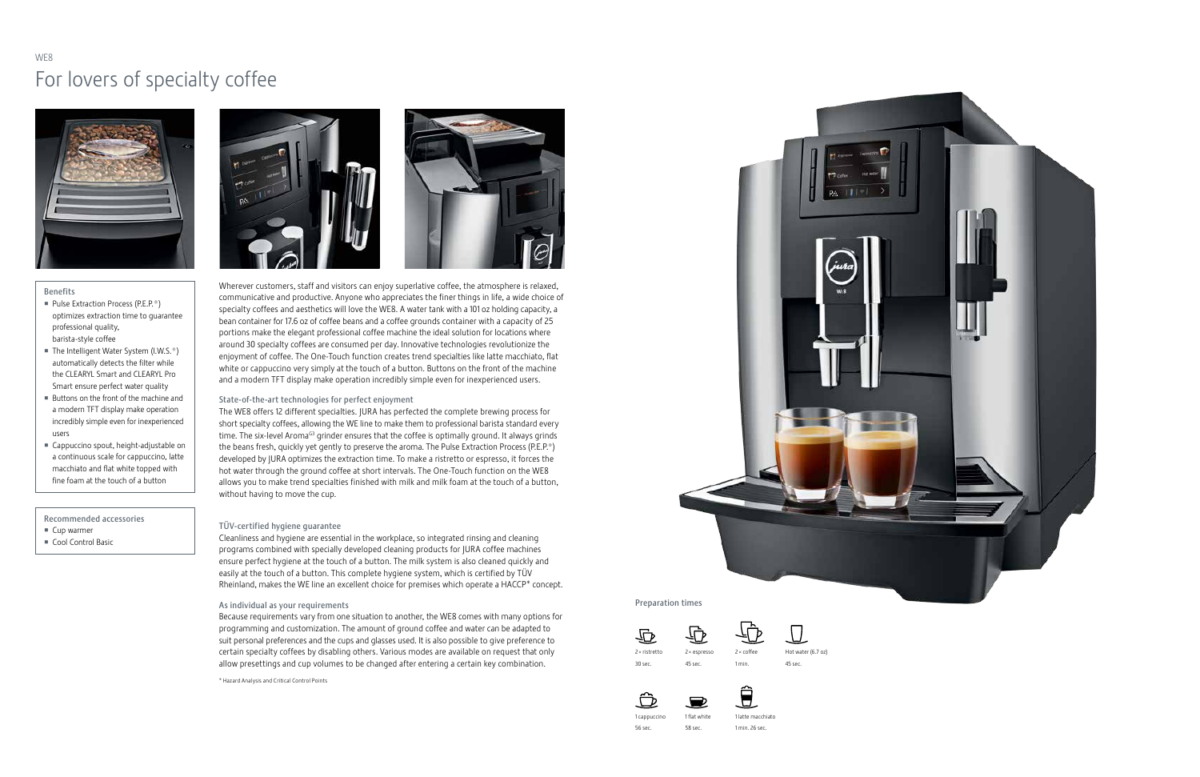WE8

# For lovers of specialty coffee

### Benefits

- Pulse Extraction Process (P.E.P.®) optimizes extraction time to guarantee professional quality, barista-style coffee
- The Intelligent Water System (I.W.S.®) automatically detects the filter while the CLEARYL Smart and CLEARYL Pro Smart ensure perfect water quality
- Buttons on the front of the machine and a modern TFT display make operation incredibly simple even for inexperienced users
- Cappuccino spout, height-adjustable on a continuous scale for cappuccino, latte macchiato and flat white topped with fine foam at the touch of a button

### Recommended accessories

- Cup warmer
- Cool Control Basic

Wherever customers, staff and visitors can enjoy superlative coffee, the atmosphere is relaxed, communicative and productive. Anyone who appreciates the finer things in life, a wide choice of specialty coffees and aesthetics will love the WE8. A water tank with a 101 oz holding capacity, a bean container for 17.6 oz of coffee beans and a coffee grounds container with a capacity of 25 portions make the elegant professional coffee machine the ideal solution for locations where around 30 specialty coffees are consumed per day. Innovative technologies revolutionize the enjoyment of coffee. The One-Touch function creates trend specialties like latte macchiato, flat white or cappuccino very simply at the touch of a button. Buttons on the front of the machine and a modern TFT display make operation incredibly simple even for inexperienced users.

### State-of-the-art technologies for perfect enjoyment

The WE8 offers 12 different specialties. JURA has perfected the complete brewing process for short specialty coffees, allowing the WE line to make them to professional barista standard every time. The six-level Aroma[G3] grinder ensures that the coffee is optimally ground. It always grinds the beans fresh, quickly yet gently to preserve the aroma. The Pulse Extraction Process (P.E.P.®) developed by JURA optimizes the extraction time. To make a ristretto or espresso, it forces the hot water through the ground coffee at short intervals. The One-Touch function on the WE8 allows you to make trend specialties finished with milk and milk foam at the touch of a button, without having to move the cup.

### TÜV-certified hygiene guarantee

Cleanliness and hygiene are essential in the workplace, so integrated rinsing and cleaning programs combined with specially developed cleaning products for JURA coffee machines ensure perfect hygiene at the touch of a button. The milk system is also cleaned quickly and easily at the touch of a button. This complete hygiene system, which is certified by TÜV Rheinland, makes the WE line an excellent choice for premises which operate a HACCP* concept.

### As individual as your requirements

Because requirements vary from one situation to another, the WE8 comes with many options for programming and customization. The amount of ground coffee and water can be adapted to suit personal preferences and the cups and glasses used. It is also possible to give preference to certain specialty coffees by disabling others. Various modes are available on request that only allow presettings and cup volumes to be changed after entering a certain key combination.

\* Hazard Analysis and Critical Control Points

### Preparation times

2 × ristretto
30 sec.

2 × espresso
45 sec.

2 × coffee
1 min.

Hot water (6.7 oz)
45 sec.

1 cappuccino
56 sec.

1 flat white
58 sec.

1 latte macchiato
1 min. 26 sec.